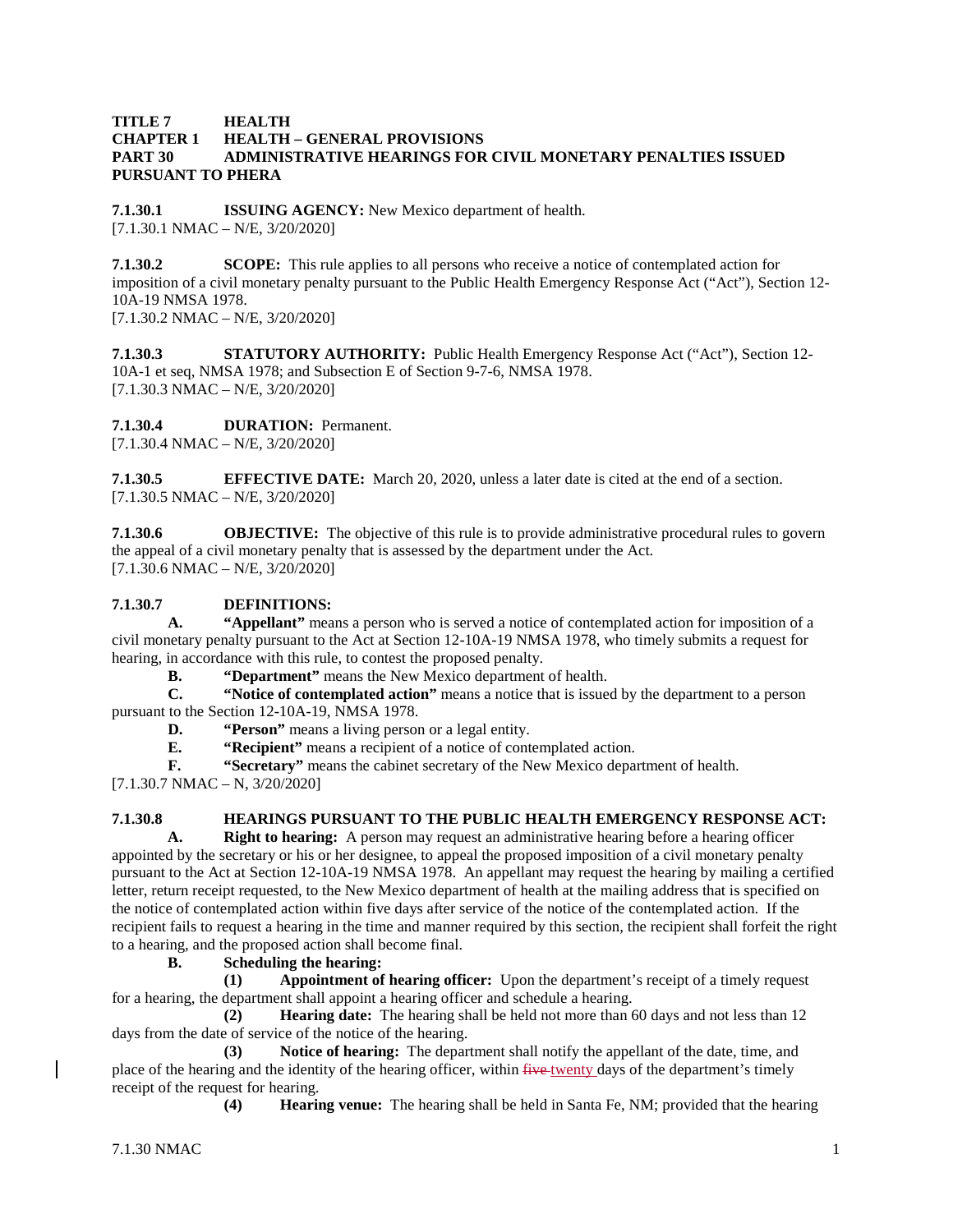**TITLE 7 HEALTH**
**CHAPTER 1 HEALTH – GENERAL PROVISIONS**
**PART 30 ADMINISTRATIVE HEARINGS FOR CIVIL MONETARY PENALTIES ISSUED PURSUANT TO PHERA**

**7.1.30.1 ISSUING AGENCY:** New Mexico department of health.
[7.1.30.1 NMAC – N/E, 3/20/2020]

**7.1.30.2 SCOPE:** This rule applies to all persons who receive a notice of contemplated action for imposition of a civil monetary penalty pursuant to the Public Health Emergency Response Act ("Act"), Section 12-10A-19 NMSA 1978.
[7.1.30.2 NMAC – N/E, 3/20/2020]

**7.1.30.3 STATUTORY AUTHORITY:** Public Health Emergency Response Act ("Act"), Section 12-10A-1 et seq, NMSA 1978; and Subsection E of Section 9-7-6, NMSA 1978.
[7.1.30.3 NMAC – N/E, 3/20/2020]

**7.1.30.4 DURATION:** Permanent.
[7.1.30.4 NMAC – N/E, 3/20/2020]

**7.1.30.5 EFFECTIVE DATE:** March 20, 2020, unless a later date is cited at the end of a section.
[7.1.30.5 NMAC – N/E, 3/20/2020]

**7.1.30.6 OBJECTIVE:** The objective of this rule is to provide administrative procedural rules to govern the appeal of a civil monetary penalty that is assessed by the department under the Act.
[7.1.30.6 NMAC – N/E, 3/20/2020]

**7.1.30.7 DEFINITIONS:**

**A. "Appellant"** means a person who is served a notice of contemplated action for imposition of a civil monetary penalty pursuant to the Act at Section 12-10A-19 NMSA 1978, who timely submits a request for hearing, in accordance with this rule, to contest the proposed penalty.

**B. "Department"** means the New Mexico department of health.

**C. "Notice of contemplated action"** means a notice that is issued by the department to a person pursuant to the Section 12-10A-19, NMSA 1978.

**D. "Person"** means a living person or a legal entity.

**E. "Recipient"** means a recipient of a notice of contemplated action.

**F. "Secretary"** means the cabinet secretary of the New Mexico department of health.

[7.1.30.7 NMAC – N, 3/20/2020]

**7.1.30.8 HEARINGS PURSUANT TO THE PUBLIC HEALTH EMERGENCY RESPONSE ACT:**

**A. Right to hearing:** A person may request an administrative hearing before a hearing officer appointed by the secretary or his or her designee, to appeal the proposed imposition of a civil monetary penalty pursuant to the Act at Section 12-10A-19 NMSA 1978. An appellant may request the hearing by mailing a certified letter, return receipt requested, to the New Mexico department of health at the mailing address that is specified on the notice of contemplated action within five days after service of the notice of the contemplated action. If the recipient fails to request a hearing in the time and manner required by this section, the recipient shall forfeit the right to a hearing, and the proposed action shall become final.

**B. Scheduling the hearing:**

**(1) Appointment of hearing officer:** Upon the department's receipt of a timely request for a hearing, the department shall appoint a hearing officer and schedule a hearing.

**(2) Hearing date:** The hearing shall be held not more than 60 days and not less than 12 days from the date of service of the notice of the hearing.

**(3) Notice of hearing:** The department shall notify the appellant of the date, time, and place of the hearing and the identity of the hearing officer, within ~~five~~ twenty days of the department's timely receipt of the request for hearing.

**(4) Hearing venue:** The hearing shall be held in Santa Fe, NM; provided that the hearing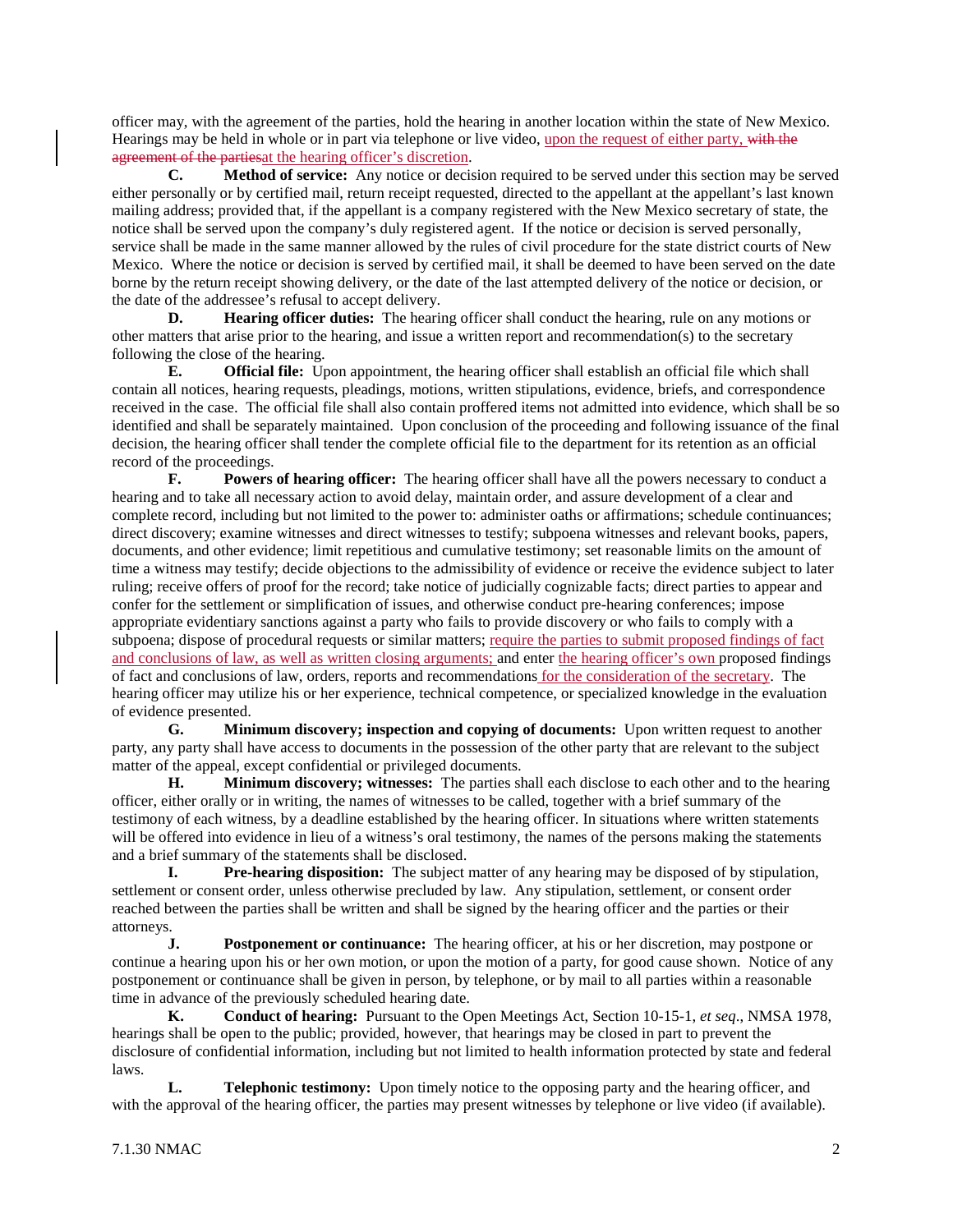officer may, with the agreement of the parties, hold the hearing in another location within the state of New Mexico. Hearings may be held in whole or in part via telephone or live video, upon the request of either party, ~~with the agreement of the parties~~at the hearing officer's discretion.

**C. Method of service:** Any notice or decision required to be served under this section may be served either personally or by certified mail, return receipt requested, directed to the appellant at the appellant's last known mailing address; provided that, if the appellant is a company registered with the New Mexico secretary of state, the notice shall be served upon the company's duly registered agent. If the notice or decision is served personally, service shall be made in the same manner allowed by the rules of civil procedure for the state district courts of New Mexico. Where the notice or decision is served by certified mail, it shall be deemed to have been served on the date borne by the return receipt showing delivery, or the date of the last attempted delivery of the notice or decision, or the date of the addressee's refusal to accept delivery.

**D. Hearing officer duties:** The hearing officer shall conduct the hearing, rule on any motions or other matters that arise prior to the hearing, and issue a written report and recommendation(s) to the secretary following the close of the hearing.

**E. Official file:** Upon appointment, the hearing officer shall establish an official file which shall contain all notices, hearing requests, pleadings, motions, written stipulations, evidence, briefs, and correspondence received in the case. The official file shall also contain proffered items not admitted into evidence, which shall be so identified and shall be separately maintained. Upon conclusion of the proceeding and following issuance of the final decision, the hearing officer shall tender the complete official file to the department for its retention as an official record of the proceedings.

**F. Powers of hearing officer:** The hearing officer shall have all the powers necessary to conduct a hearing and to take all necessary action to avoid delay, maintain order, and assure development of a clear and complete record, including but not limited to the power to: administer oaths or affirmations; schedule continuances; direct discovery; examine witnesses and direct witnesses to testify; subpoena witnesses and relevant books, papers, documents, and other evidence; limit repetitious and cumulative testimony; set reasonable limits on the amount of time a witness may testify; decide objections to the admissibility of evidence or receive the evidence subject to later ruling; receive offers of proof for the record; take notice of judicially cognizable facts; direct parties to appear and confer for the settlement or simplification of issues, and otherwise conduct pre-hearing conferences; impose appropriate evidentiary sanctions against a party who fails to provide discovery or who fails to comply with a subpoena; dispose of procedural requests or similar matters; require the parties to submit proposed findings of fact and conclusions of law, as well as written closing arguments; and enter the hearing officer's own proposed findings of fact and conclusions of law, orders, reports and recommendations for the consideration of the secretary. The hearing officer may utilize his or her experience, technical competence, or specialized knowledge in the evaluation of evidence presented.

**G. Minimum discovery; inspection and copying of documents:** Upon written request to another party, any party shall have access to documents in the possession of the other party that are relevant to the subject matter of the appeal, except confidential or privileged documents.

**H. Minimum discovery; witnesses:** The parties shall each disclose to each other and to the hearing officer, either orally or in writing, the names of witnesses to be called, together with a brief summary of the testimony of each witness, by a deadline established by the hearing officer. In situations where written statements will be offered into evidence in lieu of a witness's oral testimony, the names of the persons making the statements and a brief summary of the statements shall be disclosed.

**I. Pre-hearing disposition:** The subject matter of any hearing may be disposed of by stipulation, settlement or consent order, unless otherwise precluded by law. Any stipulation, settlement, or consent order reached between the parties shall be written and shall be signed by the hearing officer and the parties or their attorneys.

**J. Postponement or continuance:** The hearing officer, at his or her discretion, may postpone or continue a hearing upon his or her own motion, or upon the motion of a party, for good cause shown. Notice of any postponement or continuance shall be given in person, by telephone, or by mail to all parties within a reasonable time in advance of the previously scheduled hearing date.

**K. Conduct of hearing:** Pursuant to the Open Meetings Act, Section 10-15-1, *et seq*., NMSA 1978, hearings shall be open to the public; provided, however, that hearings may be closed in part to prevent the disclosure of confidential information, including but not limited to health information protected by state and federal laws.

**L. Telephonic testimony:** Upon timely notice to the opposing party and the hearing officer, and with the approval of the hearing officer, the parties may present witnesses by telephone or live video (if available).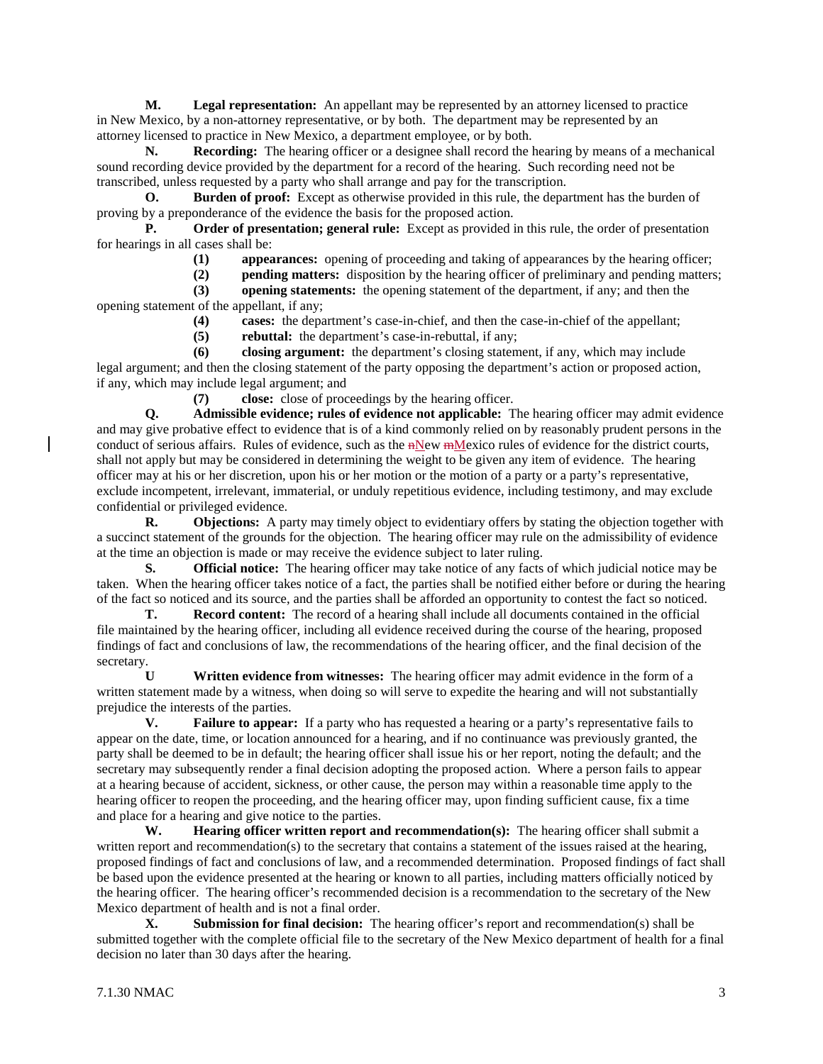**M. Legal representation:** An appellant may be represented by an attorney licensed to practice in New Mexico, by a non-attorney representative, or by both. The department may be represented by an attorney licensed to practice in New Mexico, a department employee, or by both.

**N. Recording:** The hearing officer or a designee shall record the hearing by means of a mechanical sound recording device provided by the department for a record of the hearing. Such recording need not be transcribed, unless requested by a party who shall arrange and pay for the transcription.

**O. Burden of proof:** Except as otherwise provided in this rule, the department has the burden of proving by a preponderance of the evidence the basis for the proposed action.

**P. Order of presentation; general rule:** Except as provided in this rule, the order of presentation for hearings in all cases shall be:

**(1) appearances:** opening of proceeding and taking of appearances by the hearing officer;

**(2) pending matters:** disposition by the hearing officer of preliminary and pending matters;

**(3) opening statements:** the opening statement of the department, if any; and then the opening statement of the appellant, if any;

**(4) cases:** the department's case-in-chief, and then the case-in-chief of the appellant;

**(5) rebuttal:** the department's case-in-rebuttal, if any;

**(6) closing argument:** the department's closing statement, if any, which may include legal argument; and then the closing statement of the party opposing the department's action or proposed action, if any, which may include legal argument; and

**(7) close:** close of proceedings by the hearing officer.

**Q. Admissible evidence; rules of evidence not applicable:** The hearing officer may admit evidence and may give probative effect to evidence that is of a kind commonly relied on by reasonably prudent persons in the conduct of serious affairs. Rules of evidence, such as the ~~n~~New ~~m~~Mexico rules of evidence for the district courts, shall not apply but may be considered in determining the weight to be given any item of evidence. The hearing officer may at his or her discretion, upon his or her motion or the motion of a party or a party's representative, exclude incompetent, irrelevant, immaterial, or unduly repetitious evidence, including testimony, and may exclude confidential or privileged evidence.

**R. Objections:** A party may timely object to evidentiary offers by stating the objection together with a succinct statement of the grounds for the objection. The hearing officer may rule on the admissibility of evidence at the time an objection is made or may receive the evidence subject to later ruling.

**S. Official notice:** The hearing officer may take notice of any facts of which judicial notice may be taken. When the hearing officer takes notice of a fact, the parties shall be notified either before or during the hearing of the fact so noticed and its source, and the parties shall be afforded an opportunity to contest the fact so noticed.

**T. Record content:** The record of a hearing shall include all documents contained in the official file maintained by the hearing officer, including all evidence received during the course of the hearing, proposed findings of fact and conclusions of law, the recommendations of the hearing officer, and the final decision of the secretary.

**U Written evidence from witnesses:** The hearing officer may admit evidence in the form of a written statement made by a witness, when doing so will serve to expedite the hearing and will not substantially prejudice the interests of the parties.

**V. Failure to appear:** If a party who has requested a hearing or a party's representative fails to appear on the date, time, or location announced for a hearing, and if no continuance was previously granted, the party shall be deemed to be in default; the hearing officer shall issue his or her report, noting the default; and the secretary may subsequently render a final decision adopting the proposed action. Where a person fails to appear at a hearing because of accident, sickness, or other cause, the person may within a reasonable time apply to the hearing officer to reopen the proceeding, and the hearing officer may, upon finding sufficient cause, fix a time and place for a hearing and give notice to the parties.

**W. Hearing officer written report and recommendation(s):** The hearing officer shall submit a written report and recommendation(s) to the secretary that contains a statement of the issues raised at the hearing, proposed findings of fact and conclusions of law, and a recommended determination. Proposed findings of fact shall be based upon the evidence presented at the hearing or known to all parties, including matters officially noticed by the hearing officer. The hearing officer's recommended decision is a recommendation to the secretary of the New Mexico department of health and is not a final order.

**X. Submission for final decision:** The hearing officer's report and recommendation(s) shall be submitted together with the complete official file to the secretary of the New Mexico department of health for a final decision no later than 30 days after the hearing.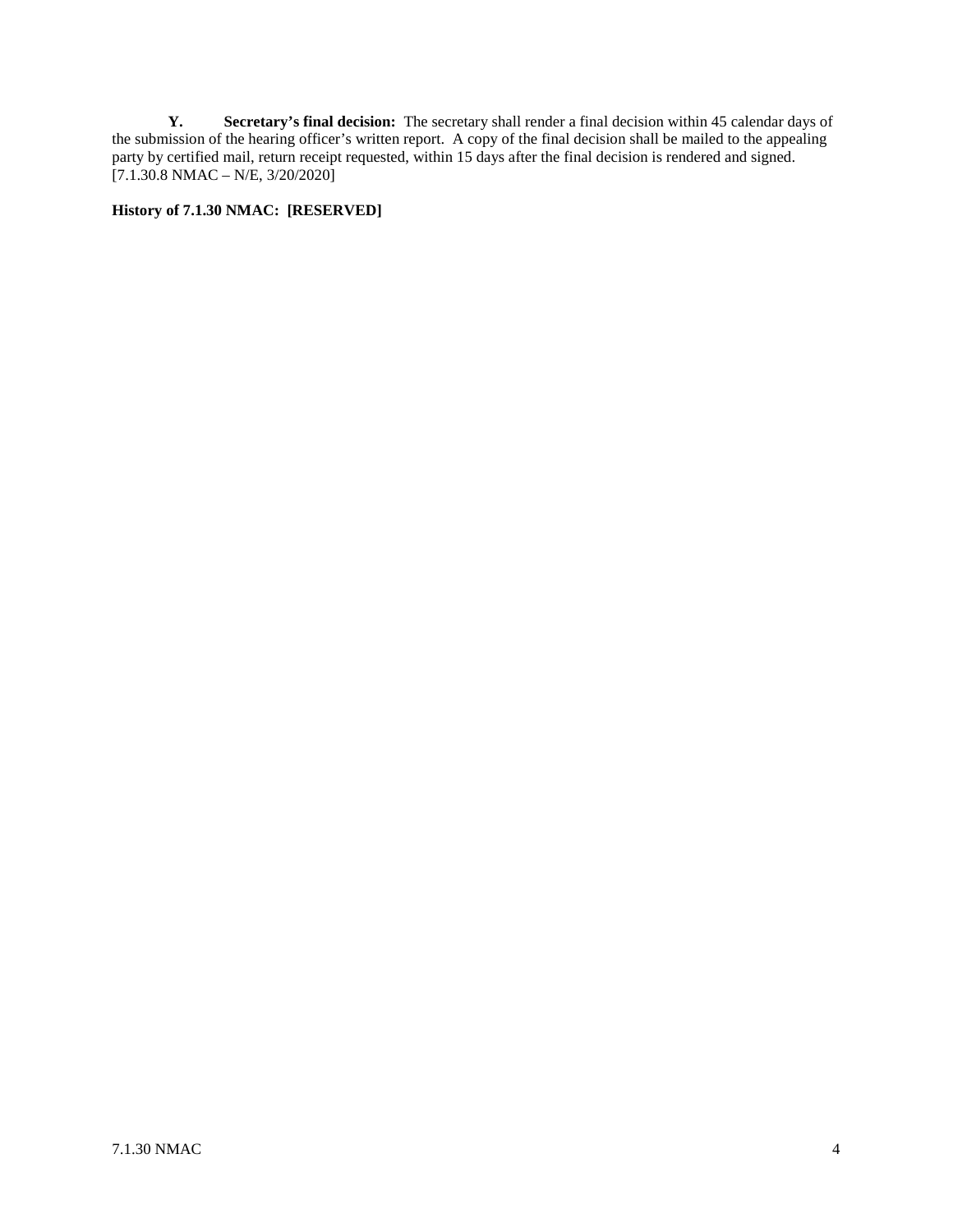**Y. Secretary's final decision:** The secretary shall render a final decision within 45 calendar days of the submission of the hearing officer's written report. A copy of the final decision shall be mailed to the appealing party by certified mail, return receipt requested, within 15 days after the final decision is rendered and signed.
[7.1.30.8 NMAC – N/E, 3/20/2020]

**History of 7.1.30 NMAC: [RESERVED]**